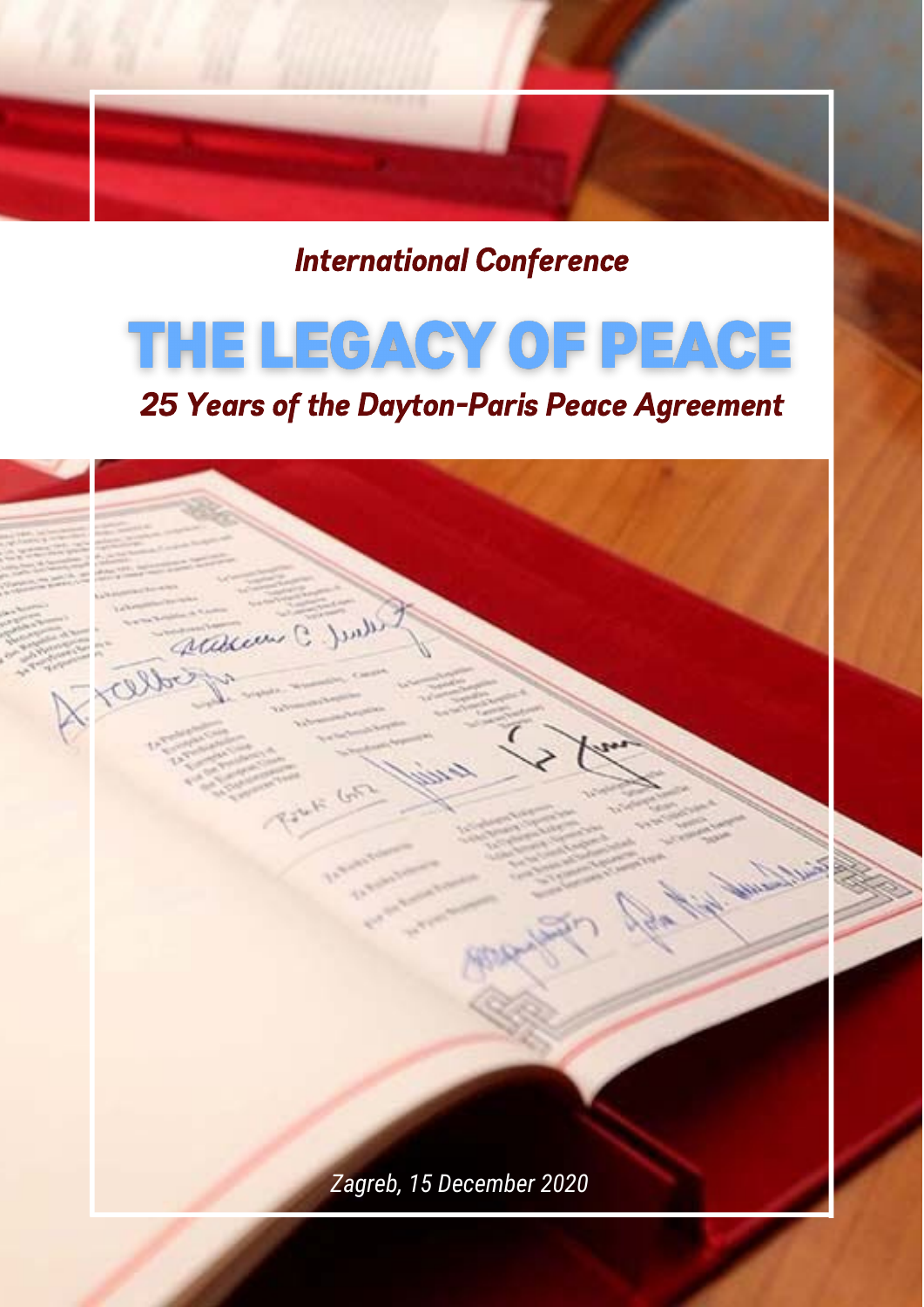*International Conference*

# THE LEGACY OF PEACE

## *25 Years of the Dayton-Paris Peace Agreement*

*Zagreb, 15 December 2020*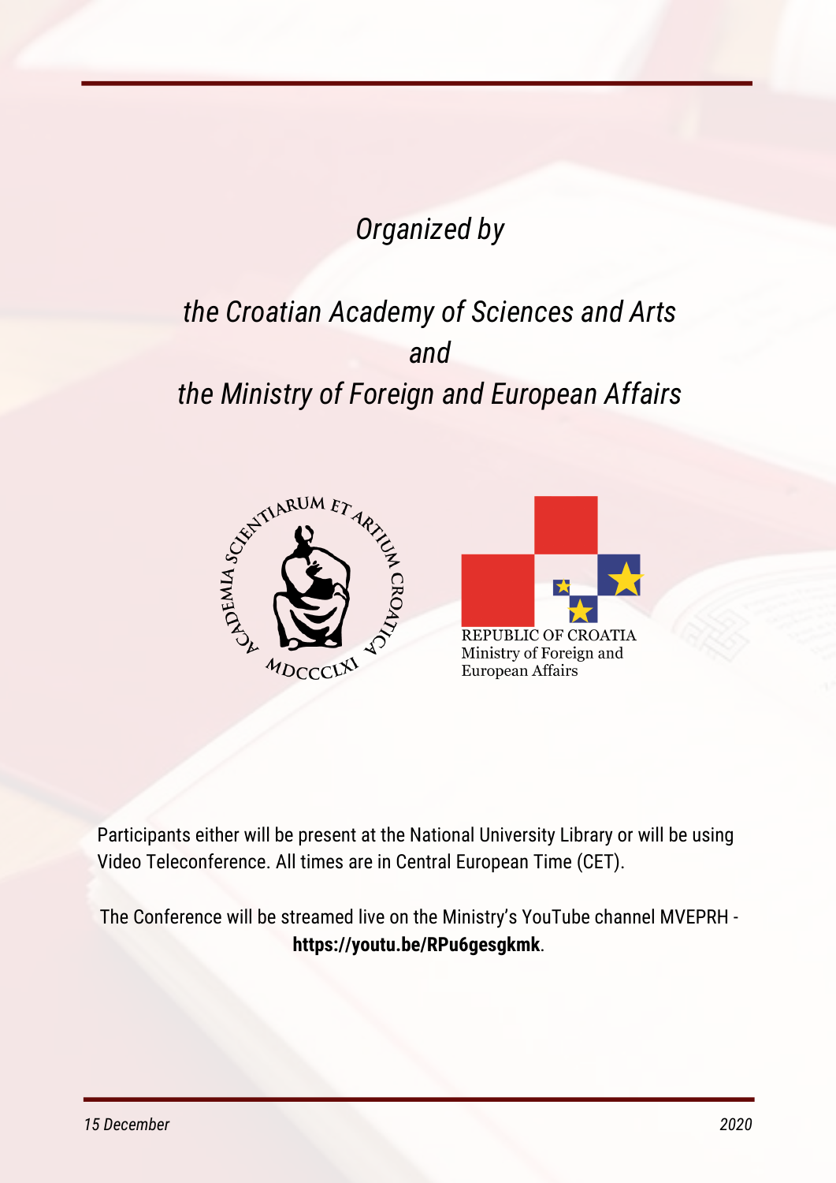*Organized by*

*the Croatian Academy of Sciences and Arts*
*and*
*the Ministry of Foreign and European Affairs*

ACADEMIA SCIENTIARUM ET ARTIUM CROATICA MDCCCLXI

REPUBLIC OF CROATIA
Ministry of Foreign and
European Affairs

Participants either will be present at the National University Library or will be using Video Teleconference. All times are in Central European Time (CET).

The Conference will be streamed live on the Ministry's YouTube channel MVEPRH - **https://youtu.be/RPu6gesgkmk**.

*15 December* *2020*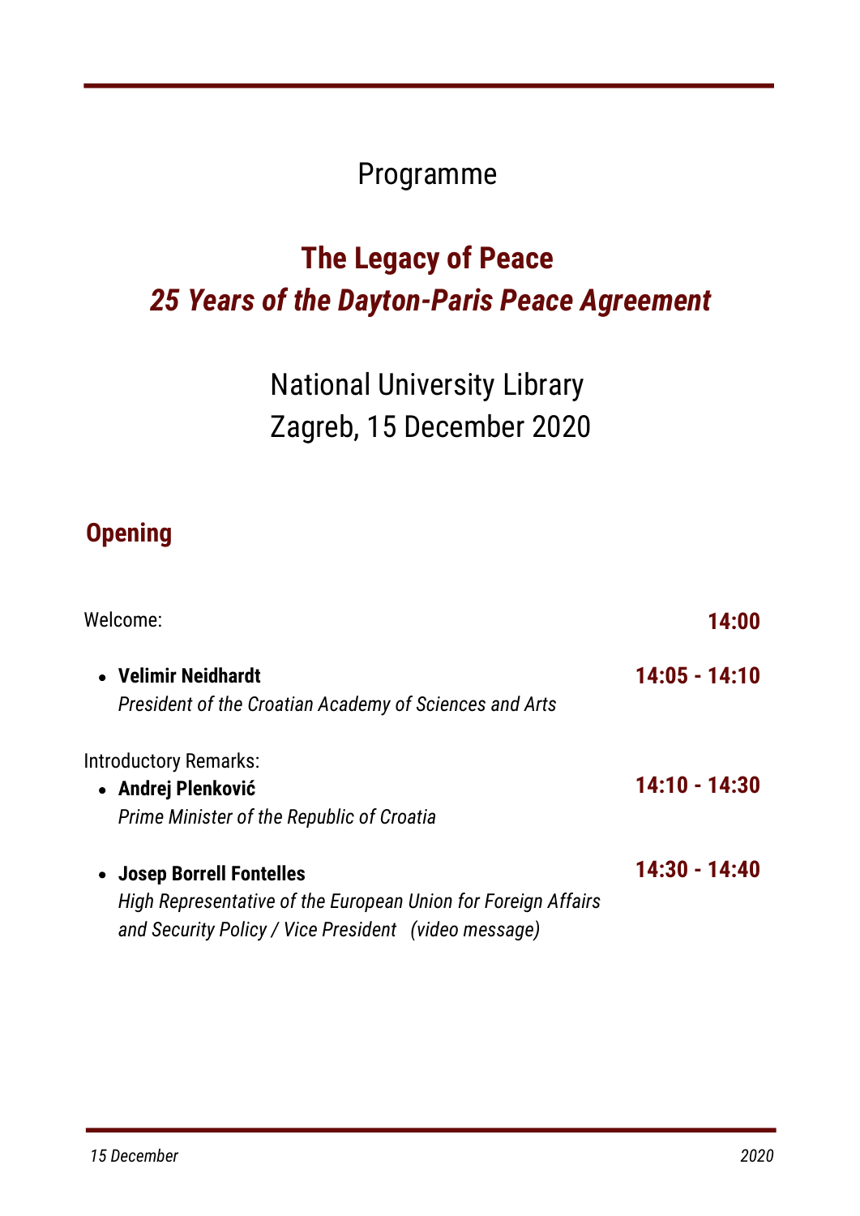Programme

# The Legacy of Peace
## *25 Years of the Dayton-Paris Peace Agreement*

National University Library
Zagreb, 15 December 2020

## Opening

Welcome: **14:00**

- **Velimir Neidhardt** **14:05 - 14:10**
  *President of the Croatian Academy of Sciences and Arts*

Introductory Remarks:

- **Andrej Plenković** **14:10 - 14:30**
  *Prime Minister of the Republic of Croatia*

- **Josep Borrell Fontelles** **14:30 - 14:40**
  *High Representative of the European Union for Foreign Affairs and Security Policy / Vice President (video message)*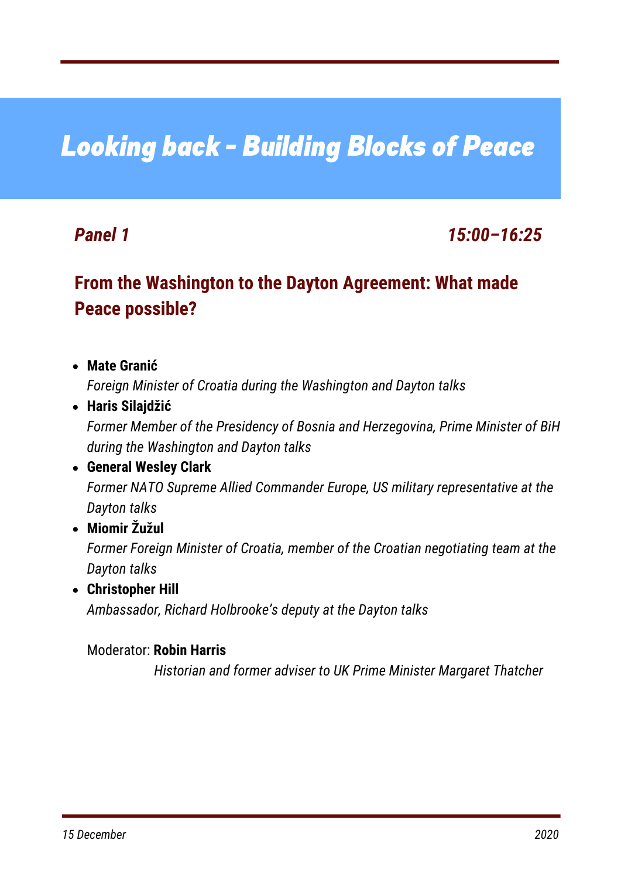# *Looking back - Building Blocks of Peace*

***Panel 1*** ***15:00–16:25***

## From the Washington to the Dayton Agreement: What made Peace possible?

- **Mate Granić**
  *Foreign Minister of Croatia during the Washington and Dayton talks*
- **Haris Silajdžić**
  *Former Member of the Presidency of Bosnia and Herzegovina, Prime Minister of BiH during the Washington and Dayton talks*
- **General Wesley Clark**
  *Former NATO Supreme Allied Commander Europe, US military representative at the Dayton talks*
- **Miomir Žužul**
  *Former Foreign Minister of Croatia, member of the Croatian negotiating team at the Dayton talks*
- **Christopher Hill**
  *Ambassador, Richard Holbrooke's deputy at the Dayton talks*

Moderator: **Robin Harris**
*Historian and former adviser to UK Prime Minister Margaret Thatcher*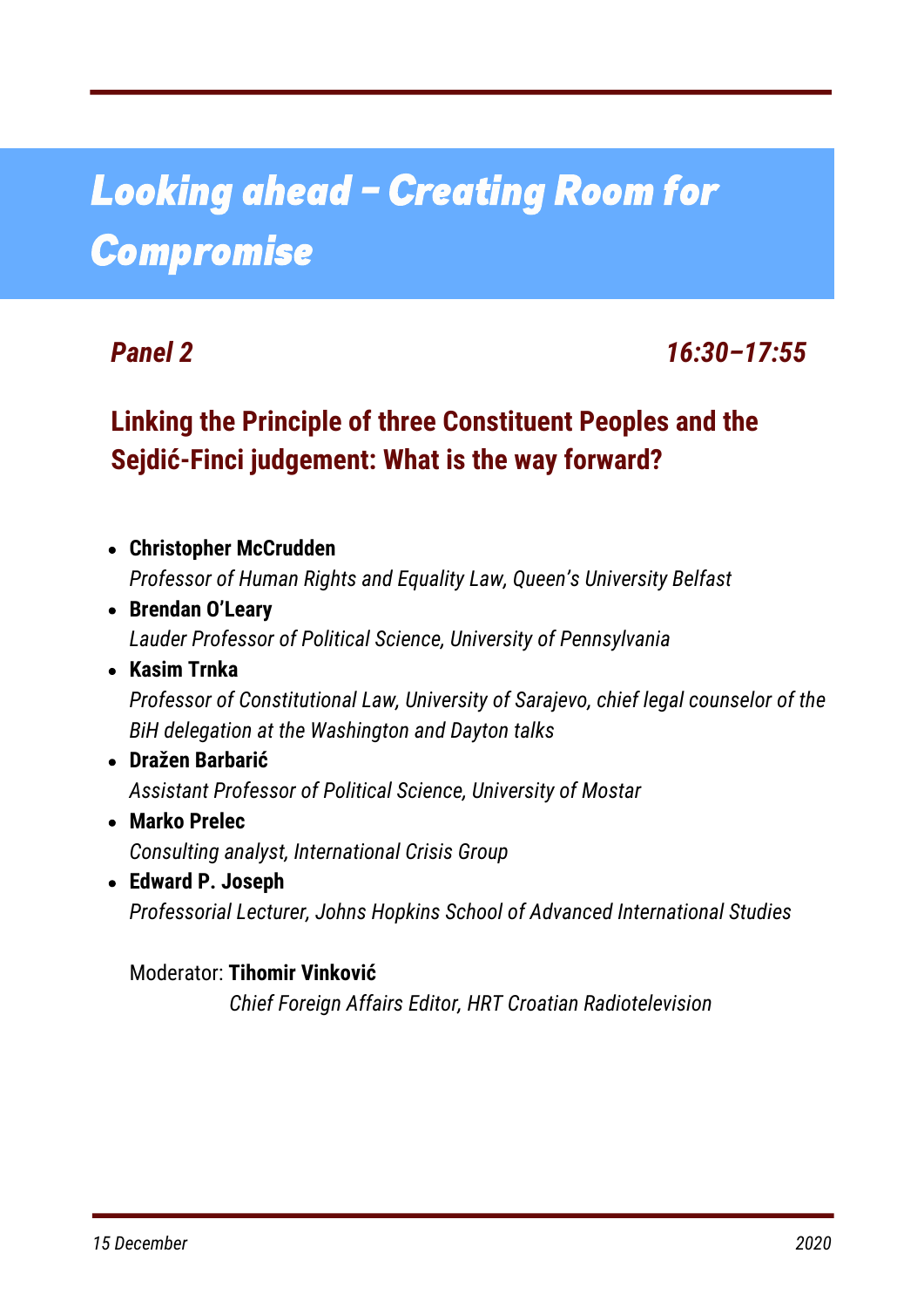# *Looking ahead – Creating Room for Compromise*

***Panel 2*** ***16:30–17:55***

## Linking the Principle of three Constituent Peoples and the Sejdić-Finci judgement: What is the way forward?

- **Christopher McCrudden**
  *Professor of Human Rights and Equality Law, Queen's University Belfast*
- **Brendan O'Leary**
  *Lauder Professor of Political Science, University of Pennsylvania*
- **Kasim Trnka**
  *Professor of Constitutional Law, University of Sarajevo, chief legal counselor of the BiH delegation at the Washington and Dayton talks*
- **Dražen Barbarić**
  *Assistant Professor of Political Science, University of Mostar*
- **Marko Prelec**
  *Consulting analyst, International Crisis Group*
- **Edward P. Joseph**
  *Professorial Lecturer, Johns Hopkins School of Advanced International Studies*

Moderator: **Tihomir Vinković**
*Chief Foreign Affairs Editor, HRT Croatian Radiotelevision*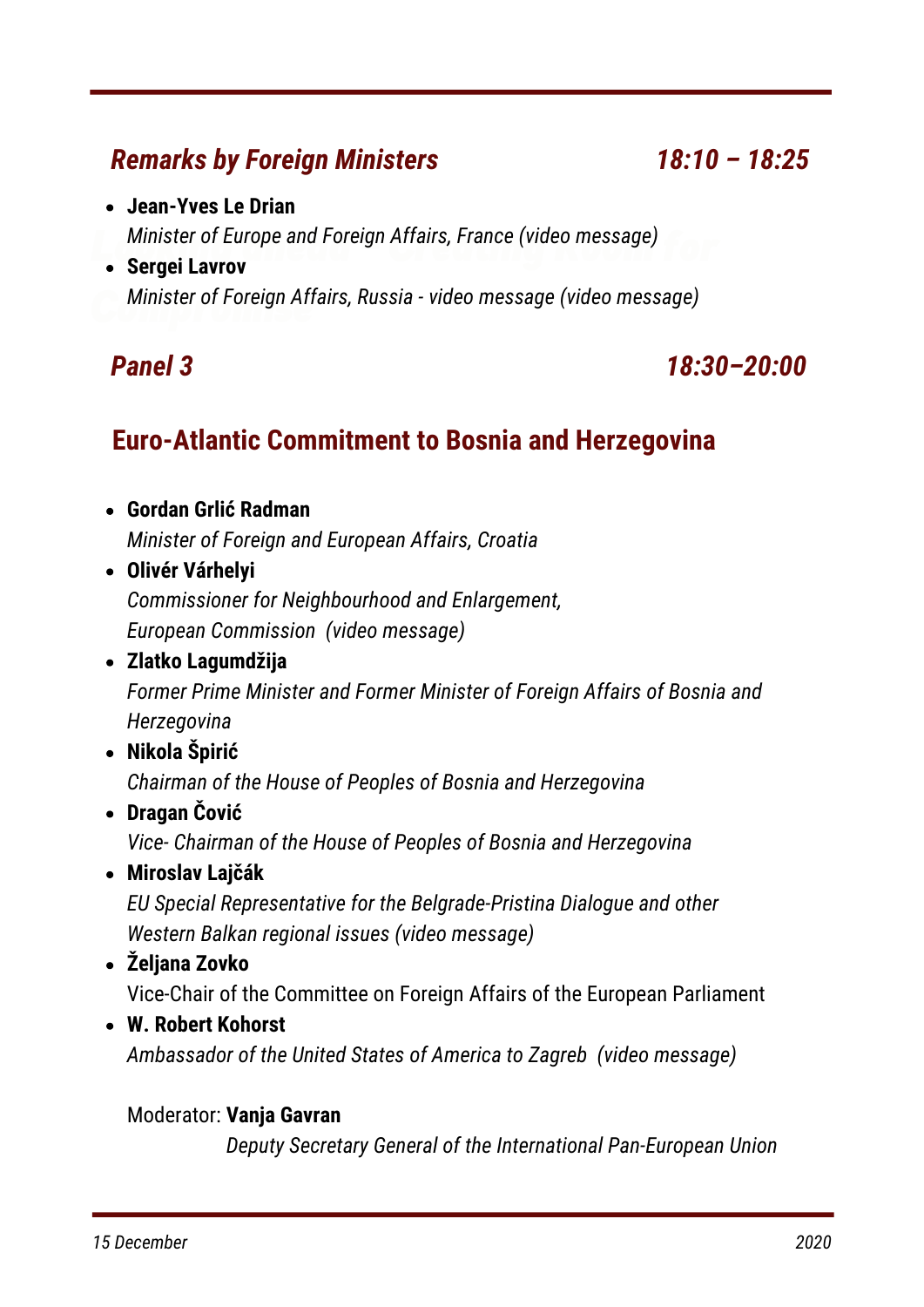## *Remarks by Foreign Ministers* *18:10 – 18:25*

- **Jean-Yves Le Drian**
  *Minister of Europe and Foreign Affairs, France (video message)*
- **Sergei Lavrov**
  *Minister of Foreign Affairs, Russia - video message (video message)*

## *Panel 3* *18:30–20:00*

## Euro-Atlantic Commitment to Bosnia and Herzegovina

- **Gordan Grlić Radman**
  *Minister of Foreign and European Affairs, Croatia*
- **Olivér Várhelyi**
  *Commissioner for Neighbourhood and Enlargement,*
  *European Commission (video message)*
- **Zlatko Lagumdžija**
  *Former Prime Minister and Former Minister of Foreign Affairs of Bosnia and Herzegovina*
- **Nikola Špirić**
  *Chairman of the House of Peoples of Bosnia and Herzegovina*
- **Dragan Čović**
  *Vice- Chairman of the House of Peoples of Bosnia and Herzegovina*
- **Miroslav Lajčák**
  *EU Special Representative for the Belgrade-Pristina Dialogue and other Western Balkan regional issues (video message)*
- **Željana Zovko**
  Vice-Chair of the Committee on Foreign Affairs of the European Parliament
- **W. Robert Kohorst**
  *Ambassador of the United States of America to Zagreb (video message)*

Moderator: **Vanja Gavran**
*Deputy Secretary General of the International Pan-European Union*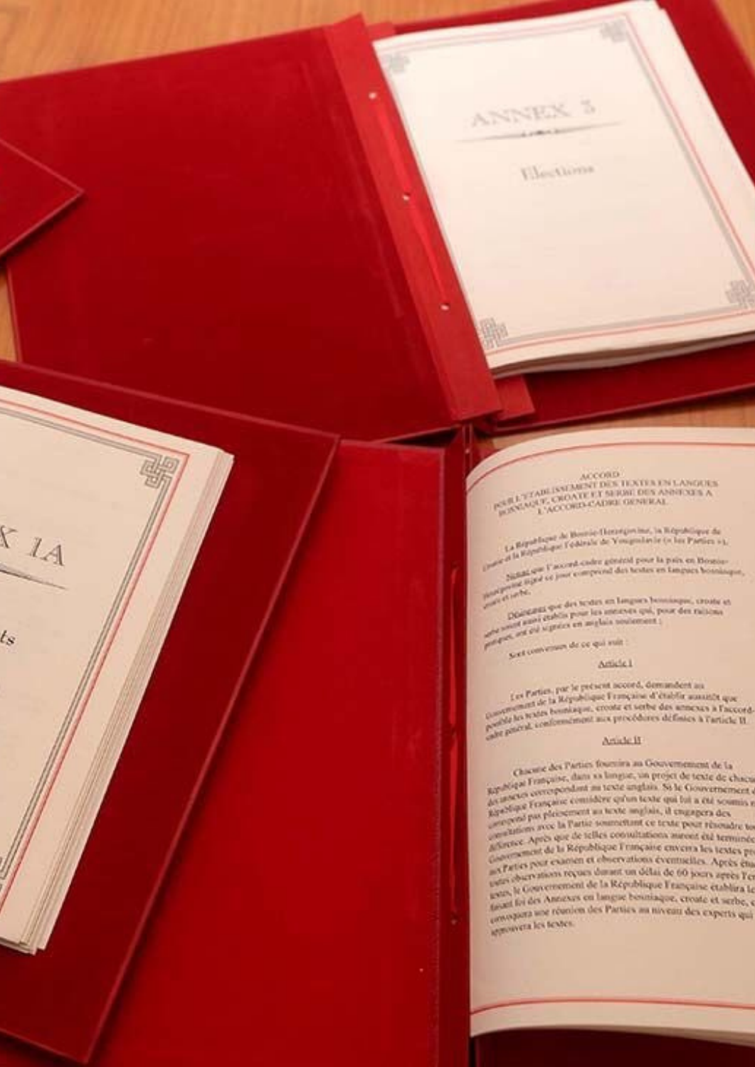ANNEX 3

Elections

X 1A

ts

ACCORD
POUR L'ETABLISSEMENT DES TEXTES EN LANGUES BOSNIAQUE, CROATE ET SERBE DES ANNEXES A L'ACCORD-CADRE GENERAL

La République de Bosnie-Herzégovine, la République de Croatie et la République fédérale de Yougoslavie (« les Parties »),

Notant que l'accord-cadre général pour la paix en Bosnie-Herzégovine signé ce jour comprend des textes en langues bosniaque, croate et serbe,

Désireuses que des textes en langues bosniaque, croate et serbe soient aussi établis pour les annexes qui, pour des raisons pratiques, ont été signées en anglais seulement ;

Sont convenues de ce qui suit :

Article I

Les Parties, par le présent accord, demandent au Gouvernement de la République Française d'établir aussitôt que possible les textes bosniaque, croate et serbe des annexes à l'accord-cadre général, conformément aux procédures définies à l'article II.

Article II

Chacune des Parties fournira au Gouvernement de la République Française, dans sa langue, un projet de texte de chacu des annexes correspondant au texte anglais. Si le Gouvernement d République Française considère qu'un texte qui lui a été soumis n correspond pas pleinement au texte anglais, il engagera des consultations avec la Partie soumettant ce texte pour résoudre to différence. Après que de telles consultations auront été terminée Gouvernement de la République Française enverra les textes pro aux Parties pour examen et observations éventuelles. Après étu toutes observations reçues durant un délai de 60 jours après l'e textes, le Gouvernement de la République Française établira le faisant foi des Annexes en langue bosniaque, croate et serbe, convoquera une réunion des Parties au niveau des experts qui approuvera les textes.